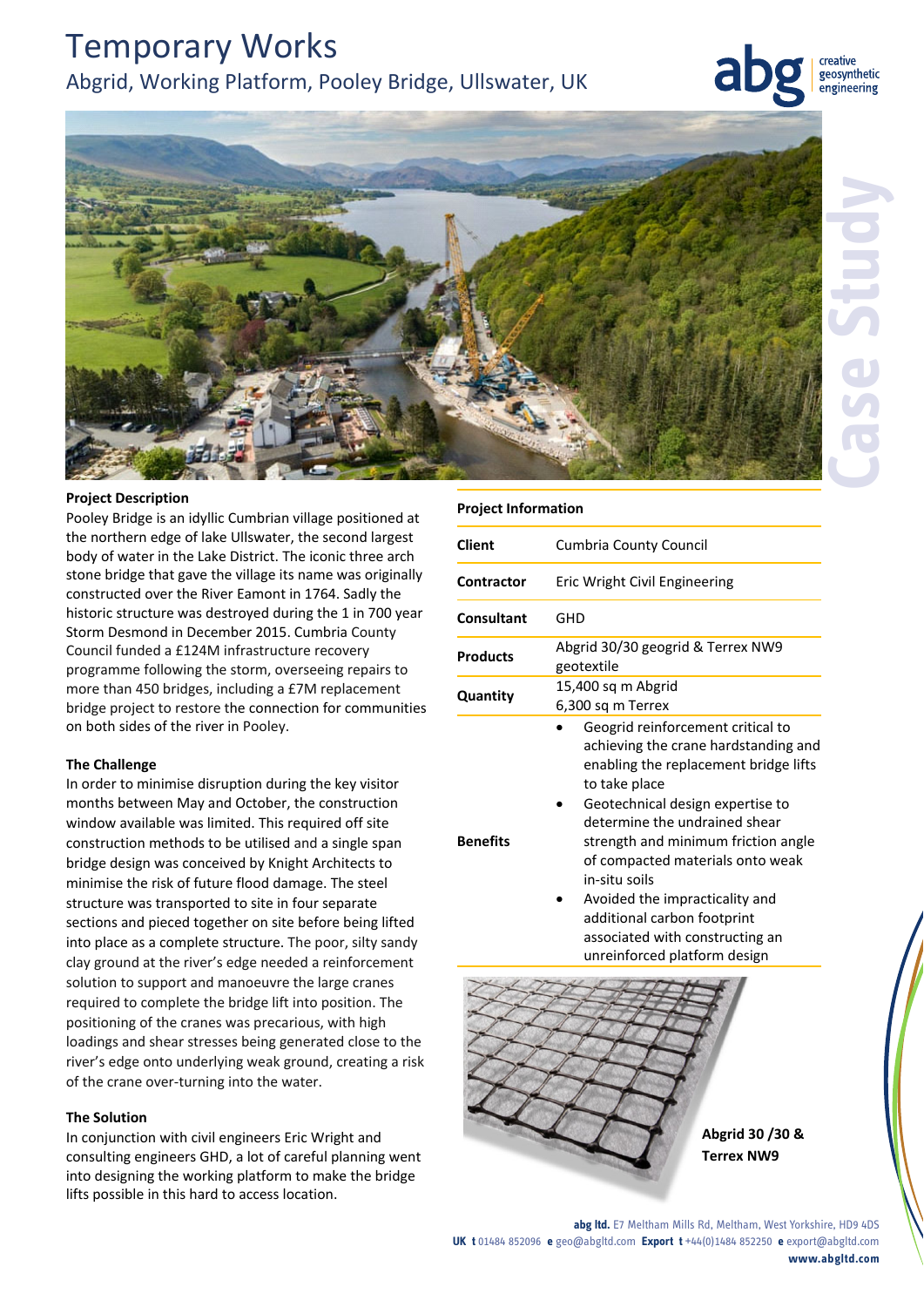# Temporary Works

## Abgrid, Working Platform, Pooley Bridge, Ullswater, UK

Case Study

### Project Description

Pooley Bridge is an idyllic Cumbrian village positioned at the northern edge of lake Ullswater, the second largest body of water in the Lake District. The iconic three arch stone bridge that gave the village its name was originally constructed over the River Eamont in 1764. Sadly the historic structure was destroyed during the 1 in 700 year Storm Desmond in December 2015. Cumbria County Council funded a £124M infrastructure recovery programme following the storm, overseeing repairs to more than 450 bridges, including a £7M replacement bridge project to restore the connection for communities on both sides of the river in Pooley.

### The Challenge

In order to minimise disruption during the key visitor months between May and October, the construction window available was limited. This required off site construction methods to be utilised and a single span bridge design was conceived by Knight Architects to minimise the risk of future flood damage. The steel structure was transported to site in four separate sections and pieced together on site before being lifted into place as a complete structure. The poor, silty sandy clay ground at the river's edge needed a reinforcement solution to support and manoeuvre the large cranes required to complete the bridge lift into position. The positioning of the cranes was precarious, with high loadings and shear stresses being generated close to the river's edge onto underlying weak ground, creating a risk of the crane over-turning into the water.

### The Solution

In conjunction with civil engineers Eric Wright and consulting engineers GHD, a lot of careful planning went into designing the working platform to make the bridge lifts possible in this hard to access location.

### Project Information

| | |
|---|---|
| **Client** | Cumbria County Council |
| **Contractor** | Eric Wright Civil Engineering |
| **Consultant** | GHD |
| **Products** | Abgrid 30/30 geogrid & Terrex NW9 geotextile |
| **Quantity** | 15,400 sq m Abgrid<br>6,300 sq m Terrex |
| **Benefits** | • Geogrid reinforcement critical to achieving the crane hardstanding and enabling the replacement bridge lifts to take place<br>• Geotechnical design expertise to determine the undrained shear strength and minimum friction angle of compacted materials onto weak in-situ soils<br>• Avoided the impracticality and additional carbon footprint associated with constructing an unreinforced platform design |

**Abgrid 30 /30 & Terrex NW9**

**abg ltd.** E7 Meltham Mills Rd, Meltham, West Yorkshire, HD9 4DS
**UK t** 01484 852096 **e** geo@abgltd.com **Export t** +44(0)1484 852250 **e** export@abgltd.com
**www.abgltd.com**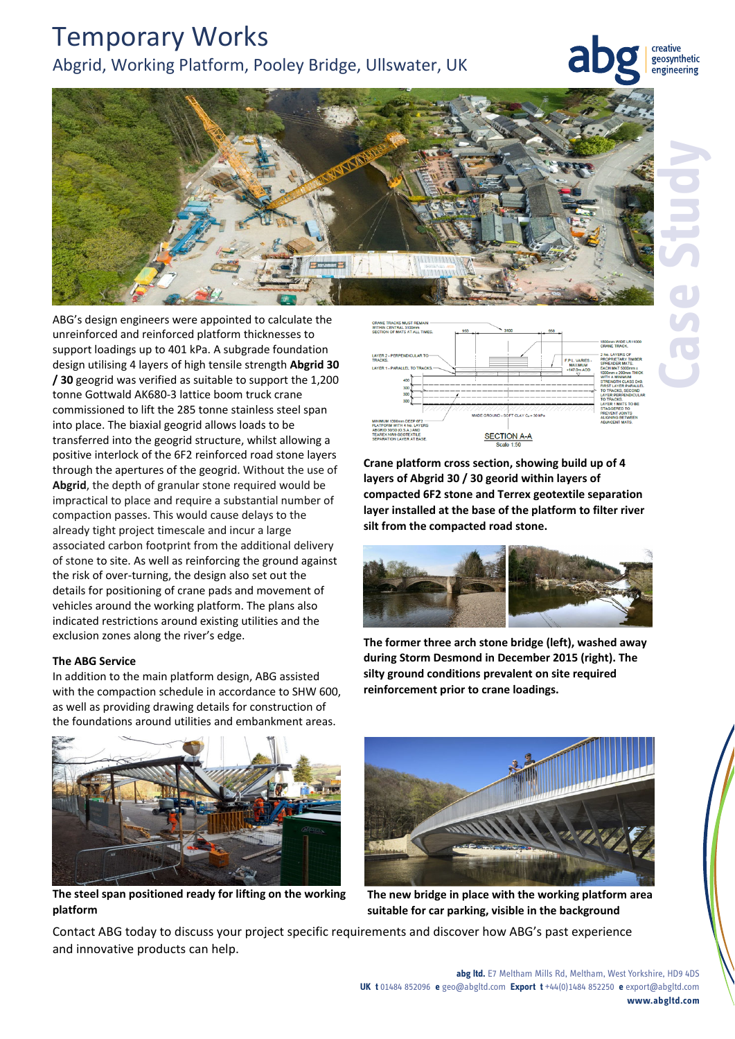# Temporary Works

## Abgrid, Working Platform, Pooley Bridge, Ullswater, UK

ABG's design engineers were appointed to calculate the unreinforced and reinforced platform thicknesses to support loadings up to 401 kPa. A subgrade foundation design utilising 4 layers of high tensile strength **Abgrid 30 / 30** geogrid was verified as suitable to support the 1,200 tonne Gottwald AK680-3 lattice boom truck crane commissioned to lift the 285 tonne stainless steel span into place. The biaxial geogrid allows loads to be transferred into the geogrid structure, whilst allowing a positive interlock of the 6F2 reinforced road stone layers through the apertures of the geogrid. Without the use of **Abgrid**, the depth of granular stone required would be impractical to place and require a substantial number of compaction passes. This would cause delays to the already tight project timescale and incur a large associated carbon footprint from the additional delivery of stone to site. As well as reinforcing the ground against the risk of over-turning, the design also set out the details for positioning of crane pads and movement of vehicles around the working platform. The plans also indicated restrictions around existing utilities and the exclusion zones along the river's edge.

### The ABG Service

In addition to the main platform design, ABG assisted with the compaction schedule in accordance to SHW 600, as well as providing drawing details for construction of the foundations around utilities and embankment areas.

**Crane platform cross section, showing build up of 4 layers of Abgrid 30 / 30 georid within layers of compacted 6F2 stone and Terrex geotextile separation layer installed at the base of the platform to filter river silt from the compacted road stone.**

**The former three arch stone bridge (left), washed away during Storm Desmond in December 2015 (right). The silty ground conditions prevalent on site required reinforcement prior to crane loadings.**

**The steel span positioned ready for lifting on the working platform**

**The new bridge in place with the working platform area suitable for car parking, visible in the background**

Contact ABG today to discuss your project specific requirements and discover how ABG's past experience and innovative products can help.

**abg ltd.** E7 Meltham Mills Rd, Meltham, West Yorkshire, HD9 4DS
**UK t** 01484 852096 **e** geo@abgltd.com **Export t** +44(0)1484 852250 **e** export@abgltd.com
**www.abgltd.com**